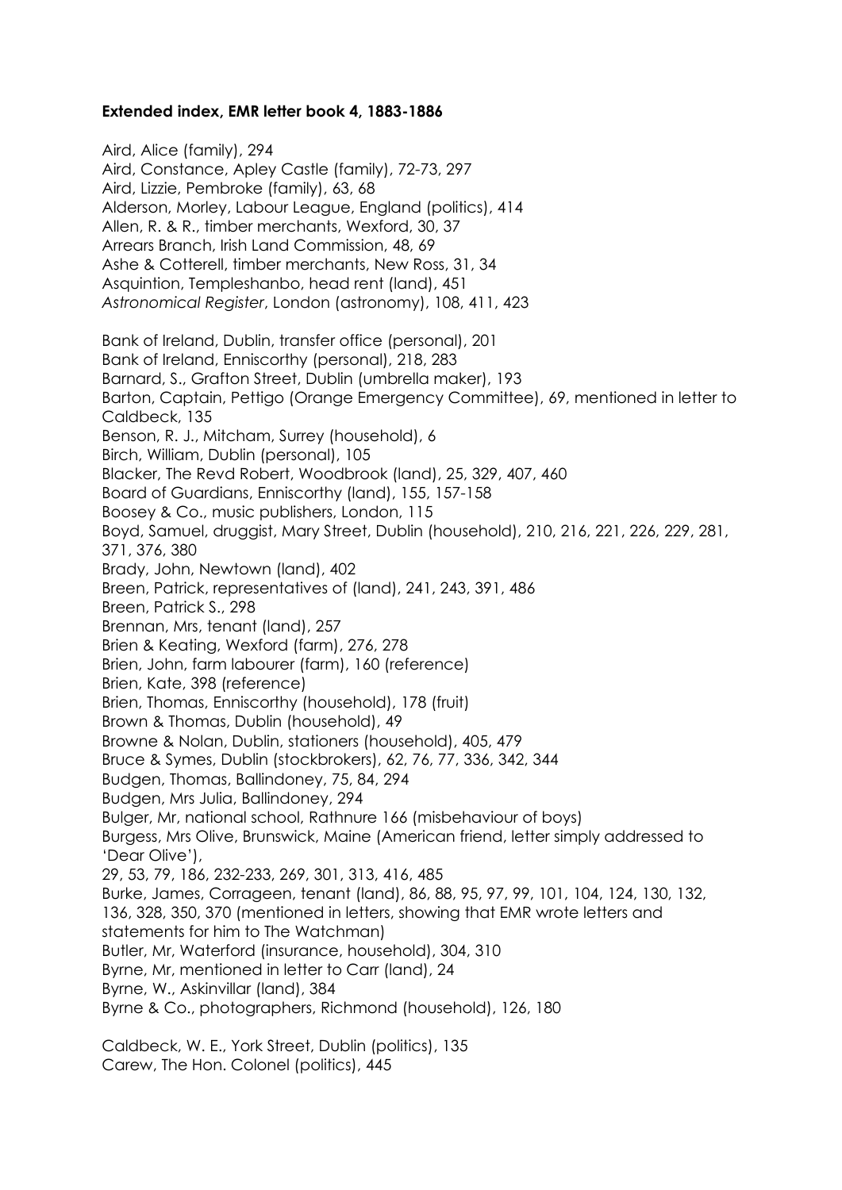**Extended index, EMR letter book 4, 1883-1886**

Aird, Alice (family), 294
Aird, Constance, Apley Castle (family), 72-73, 297
Aird, Lizzie, Pembroke (family), 63, 68
Alderson, Morley, Labour League, England (politics), 414
Allen, R. & R., timber merchants, Wexford, 30, 37
Arrears Branch, Irish Land Commission, 48, 69
Ashe & Cotterell, timber merchants, New Ross, 31, 34
Asquintion, Templeshanbo, head rent (land), 451
*Astronomical Register*, London (astronomy), 108, 411, 423

Bank of Ireland, Dublin, transfer office (personal), 201
Bank of Ireland, Enniscorthy (personal), 218, 283
Barnard, S., Grafton Street, Dublin (umbrella maker), 193
Barton, Captain, Pettigo (Orange Emergency Committee), 69, mentioned in letter to Caldbeck, 135
Benson, R. J., Mitcham, Surrey (household), 6
Birch, William, Dublin (personal), 105
Blacker, The Revd Robert, Woodbrook (land), 25, 329, 407, 460
Board of Guardians, Enniscorthy (land), 155, 157-158
Boosey & Co., music publishers, London, 115
Boyd, Samuel, druggist, Mary Street, Dublin (household), 210, 216, 221, 226, 229, 281, 371, 376, 380
Brady, John, Newtown (land), 402
Breen, Patrick, representatives of (land), 241, 243, 391, 486
Breen, Patrick S., 298
Brennan, Mrs, tenant (land), 257
Brien & Keating, Wexford (farm), 276, 278
Brien, John, farm labourer (farm), 160 (reference)
Brien, Kate, 398 (reference)
Brien, Thomas, Enniscorthy (household), 178 (fruit)
Brown & Thomas, Dublin (household), 49
Browne & Nolan, Dublin, stationers (household), 405, 479
Bruce & Symes, Dublin (stockbrokers), 62, 76, 77, 336, 342, 344
Budgen, Thomas, Ballindoney, 75, 84, 294
Budgen, Mrs Julia, Ballindoney, 294
Bulger, Mr, national school, Rathnure 166 (misbehaviour of boys)
Burgess, Mrs Olive, Brunswick, Maine (American friend, letter simply addressed to 'Dear Olive'),
29, 53, 79, 186, 232-233, 269, 301, 313, 416, 485
Burke, James, Corrageen, tenant (land), 86, 88, 95, 97, 99, 101, 104, 124, 130, 132, 136, 328, 350, 370 (mentioned in letters, showing that EMR wrote letters and statements for him to The Watchman)
Butler, Mr, Waterford (insurance, household), 304, 310
Byrne, Mr, mentioned in letter to Carr (land), 24
Byrne, W., Askinvillar (land), 384
Byrne & Co., photographers, Richmond (household), 126, 180

Caldbeck, W. E., York Street, Dublin (politics), 135
Carew, The Hon. Colonel (politics), 445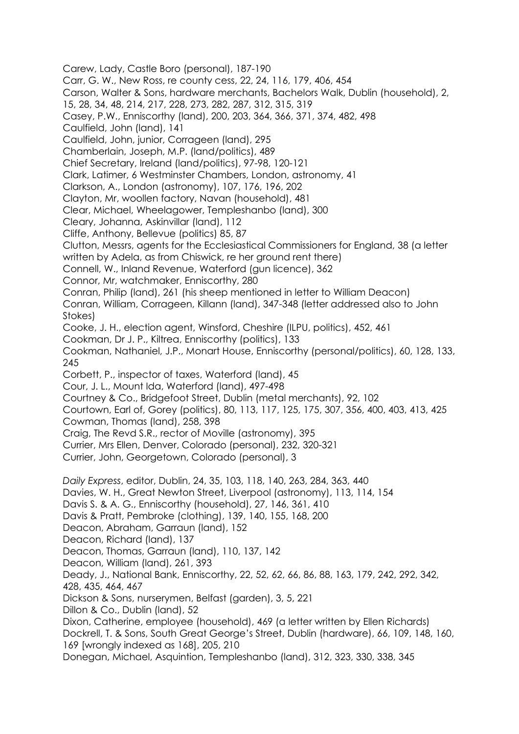Carew, Lady, Castle Boro (personal), 187-190

Carr, G. W., New Ross, re county cess, 22, 24, 116, 179, 406, 454

Carson, Walter & Sons, hardware merchants, Bachelors Walk, Dublin (household), 2, 15, 28, 34, 48, 214, 217, 228, 273, 282, 287, 312, 315, 319

Casey, P.W., Enniscorthy (land), 200, 203, 364, 366, 371, 374, 482, 498

Caulfield, John (land), 141

Caulfield, John, junior, Corrageen (land), 295

Chamberlain, Joseph, M.P. (land/politics), 489

Chief Secretary, Ireland (land/politics), 97-98, 120-121

Clark, Latimer, 6 Westminster Chambers, London, astronomy, 41

Clarkson, A., London (astronomy), 107, 176, 196, 202

Clayton, Mr, woollen factory, Navan (household), 481

Clear, Michael, Wheelagower, Templeshanbo (land), 300

Cleary, Johanna, Askinvillar (land), 112

Cliffe, Anthony, Bellevue (politics) 85, 87

Clutton, Messrs, agents for the Ecclesiastical Commissioners for England, 38 (a letter written by Adela, as from Chiswick, re her ground rent there)

Connell, W., Inland Revenue, Waterford (gun licence), 362

Connor, Mr, watchmaker, Enniscorthy, 280

Conran, Philip (land), 261 (his sheep mentioned in letter to William Deacon)

Conran, William, Corrageen, Killann (land), 347-348 (letter addressed also to John Stokes)

Cooke, J. H., election agent, Winsford, Cheshire (ILPU, politics), 452, 461

Cookman, Dr J. P., Kiltrea, Enniscorthy (politics), 133

Cookman, Nathaniel, J.P., Monart House, Enniscorthy (personal/politics), 60, 128, 133, 245

Corbett, P., inspector of taxes, Waterford (land), 45

Cour, J. L., Mount Ida, Waterford (land), 497-498

Courtney & Co., Bridgefoot Street, Dublin (metal merchants), 92, 102

Courtown, Earl of, Gorey (politics), 80, 113, 117, 125, 175, 307, 356, 400, 403, 413, 425

Cowman, Thomas (land), 258, 398

Craig, The Revd S.R., rector of Moville (astronomy), 395

Currier, Mrs Ellen, Denver, Colorado (personal), 232, 320-321

Currier, John, Georgetown, Colorado (personal), 3

*Daily Express*, editor, Dublin, 24, 35, 103, 118, 140, 263, 284, 363, 440

Davies, W. H., Great Newton Street, Liverpool (astronomy), 113, 114, 154

Davis S. & A. G., Enniscorthy (household), 27, 146, 361, 410

Davis & Pratt, Pembroke (clothing), 139, 140, 155, 168, 200

Deacon, Abraham, Garraun (land), 152

Deacon, Richard (land), 137

Deacon, Thomas, Garraun (land), 110, 137, 142

Deacon, William (land), 261, 393

Deady, J., National Bank, Enniscorthy, 22, 52, 62, 66, 86, 88, 163, 179, 242, 292, 342, 428, 435, 464, 467

Dickson & Sons, nurserymen, Belfast (garden), 3, 5, 221

Dillon & Co., Dublin (land), 52

Dixon, Catherine, employee (household), 469 (a letter written by Ellen Richards)

Dockrell, T. & Sons, South Great George's Street, Dublin (hardware), 66, 109, 148, 160, 169 [wrongly indexed as 168], 205, 210

Donegan, Michael, Asquintion, Templeshanbo (land), 312, 323, 330, 338, 345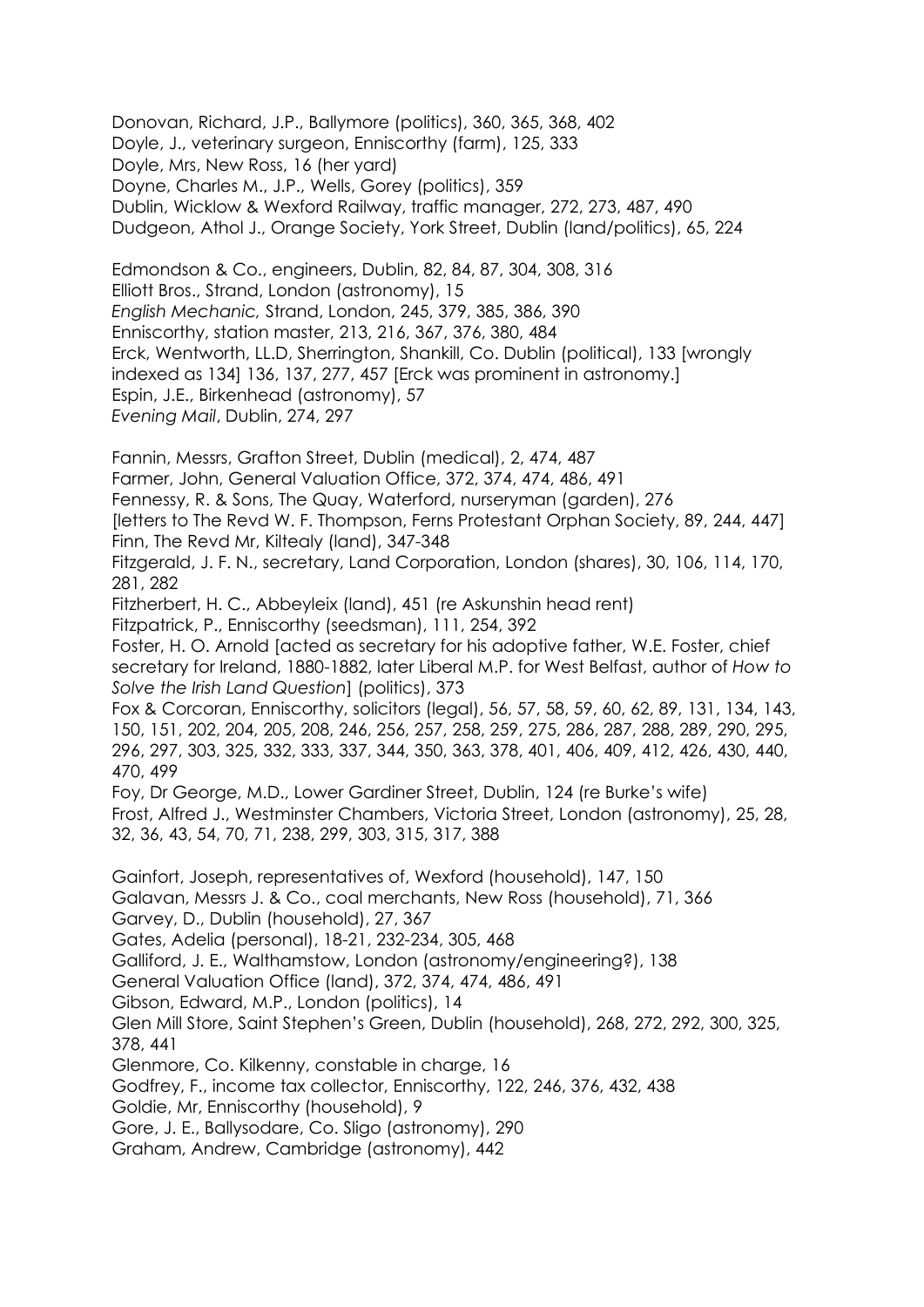Donovan, Richard, J.P., Ballymore (politics), 360, 365, 368, 402
Doyle, J., veterinary surgeon, Enniscorthy (farm), 125, 333
Doyle, Mrs, New Ross, 16 (her yard)
Doyne, Charles M., J.P., Wells, Gorey (politics), 359
Dublin, Wicklow & Wexford Railway, traffic manager, 272, 273, 487, 490
Dudgeon, Athol J., Orange Society, York Street, Dublin (land/politics), 65, 224

Edmondson & Co., engineers, Dublin, 82, 84, 87, 304, 308, 316
Elliott Bros., Strand, London (astronomy), 15
*English Mechanic*, Strand, London, 245, 379, 385, 386, 390
Enniscorthy, station master, 213, 216, 367, 376, 380, 484
Erck, Wentworth, LL.D, Sherrington, Shankill, Co. Dublin (political), 133 [wrongly indexed as 134] 136, 137, 277, 457 [Erck was prominent in astronomy.]
Espin, J.E., Birkenhead (astronomy), 57
*Evening Mail*, Dublin, 274, 297

Fannin, Messrs, Grafton Street, Dublin (medical), 2, 474, 487
Farmer, John, General Valuation Office, 372, 374, 474, 486, 491
Fennessy, R. & Sons, The Quay, Waterford, nurseryman (garden), 276
[letters to The Revd W. F. Thompson, Ferns Protestant Orphan Society, 89, 244, 447]
Finn, The Revd Mr, Kiltealy (land), 347-348
Fitzgerald, J. F. N., secretary, Land Corporation, London (shares), 30, 106, 114, 170, 281, 282
Fitzherbert, H. C., Abbeyleix (land), 451 (re Askunshin head rent)
Fitzpatrick, P., Enniscorthy (seedsman), 111, 254, 392
Foster, H. O. Arnold [acted as secretary for his adoptive father, W.E. Foster, chief secretary for Ireland, 1880-1882, later Liberal M.P. for West Belfast, author of *How to Solve the Irish Land Question*] (politics), 373
Fox & Corcoran, Enniscorthy, solicitors (legal), 56, 57, 58, 59, 60, 62, 89, 131, 134, 143, 150, 151, 202, 204, 205, 208, 246, 256, 257, 258, 259, 275, 286, 287, 288, 289, 290, 295, 296, 297, 303, 325, 332, 333, 337, 344, 350, 363, 378, 401, 406, 409, 412, 426, 430, 440, 470, 499
Foy, Dr George, M.D., Lower Gardiner Street, Dublin, 124 (re Burke's wife)
Frost, Alfred J., Westminster Chambers, Victoria Street, London (astronomy), 25, 28, 32, 36, 43, 54, 70, 71, 238, 299, 303, 315, 317, 388

Gainfort, Joseph, representatives of, Wexford (household), 147, 150
Galavan, Messrs J. & Co., coal merchants, New Ross (household), 71, 366
Garvey, D., Dublin (household), 27, 367
Gates, Adelia (personal), 18-21, 232-234, 305, 468
Galliford, J. E., Walthamstow, London (astronomy/engineering?), 138
General Valuation Office (land), 372, 374, 474, 486, 491
Gibson, Edward, M.P., London (politics), 14
Glen Mill Store, Saint Stephen's Green, Dublin (household), 268, 272, 292, 300, 325, 378, 441
Glenmore, Co. Kilkenny, constable in charge, 16
Godfrey, F., income tax collector, Enniscorthy, 122, 246, 376, 432, 438
Goldie, Mr, Enniscorthy (household), 9
Gore, J. E., Ballysodare, Co. Sligo (astronomy), 290
Graham, Andrew, Cambridge (astronomy), 442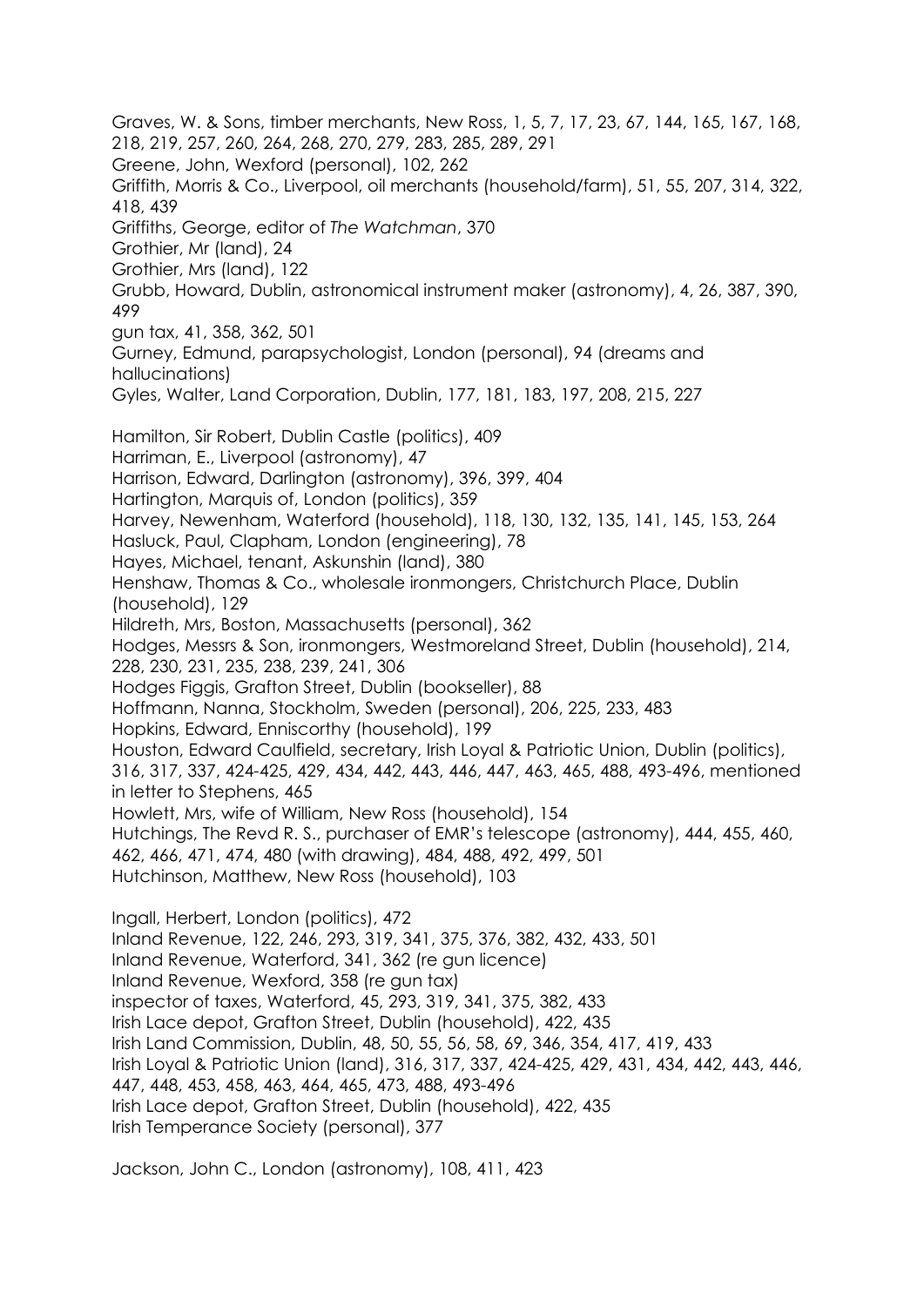Graves, W. & Sons, timber merchants, New Ross, 1, 5, 7, 17, 23, 67, 144, 165, 167, 168, 218, 219, 257, 260, 264, 268, 270, 279, 283, 285, 289, 291

Greene, John, Wexford (personal), 102, 262

Griffith, Morris & Co., Liverpool, oil merchants (household/farm), 51, 55, 207, 314, 322, 418, 439

Griffiths, George, editor of *The Watchman*, 370

Grothier, Mr (land), 24

Grothier, Mrs (land), 122

Grubb, Howard, Dublin, astronomical instrument maker (astronomy), 4, 26, 387, 390, 499

gun tax, 41, 358, 362, 501

Gurney, Edmund, parapsychologist, London (personal), 94 (dreams and hallucinations)

Gyles, Walter, Land Corporation, Dublin, 177, 181, 183, 197, 208, 215, 227

Hamilton, Sir Robert, Dublin Castle (politics), 409

Harriman, E., Liverpool (astronomy), 47

Harrison, Edward, Darlington (astronomy), 396, 399, 404

Hartington, Marquis of, London (politics), 359

Harvey, Newenham, Waterford (household), 118, 130, 132, 135, 141, 145, 153, 264

Hasluck, Paul, Clapham, London (engineering), 78

Hayes, Michael, tenant, Askunshin (land), 380

Henshaw, Thomas & Co., wholesale ironmongers, Christchurch Place, Dublin (household), 129

Hildreth, Mrs, Boston, Massachusetts (personal), 362

Hodges, Messrs & Son, ironmongers, Westmoreland Street, Dublin (household), 214, 228, 230, 231, 235, 238, 239, 241, 306

Hodges Figgis, Grafton Street, Dublin (bookseller), 88

Hoffmann, Nanna, Stockholm, Sweden (personal), 206, 225, 233, 483

Hopkins, Edward, Enniscorthy (household), 199

Houston, Edward Caulfield, secretary, Irish Loyal & Patriotic Union, Dublin (politics), 316, 317, 337, 424-425, 429, 434, 442, 443, 446, 447, 463, 465, 488, 493-496, mentioned in letter to Stephens, 465

Howlett, Mrs, wife of William, New Ross (household), 154

Hutchings, The Revd R. S., purchaser of EMR's telescope (astronomy), 444, 455, 460, 462, 466, 471, 474, 480 (with drawing), 484, 488, 492, 499, 501

Hutchinson, Matthew, New Ross (household), 103

Ingall, Herbert, London (politics), 472

Inland Revenue, 122, 246, 293, 319, 341, 375, 376, 382, 432, 433, 501

Inland Revenue, Waterford, 341, 362 (re gun licence)

Inland Revenue, Wexford, 358 (re gun tax)

inspector of taxes, Waterford, 45, 293, 319, 341, 375, 382, 433

Irish Lace depot, Grafton Street, Dublin (household), 422, 435

Irish Land Commission, Dublin, 48, 50, 55, 56, 58, 69, 346, 354, 417, 419, 433

Irish Loyal & Patriotic Union (land), 316, 317, 337, 424-425, 429, 431, 434, 442, 443, 446, 447, 448, 453, 458, 463, 464, 465, 473, 488, 493-496

Irish Lace depot, Grafton Street, Dublin (household), 422, 435

Irish Temperance Society (personal), 377

Jackson, John C., London (astronomy), 108, 411, 423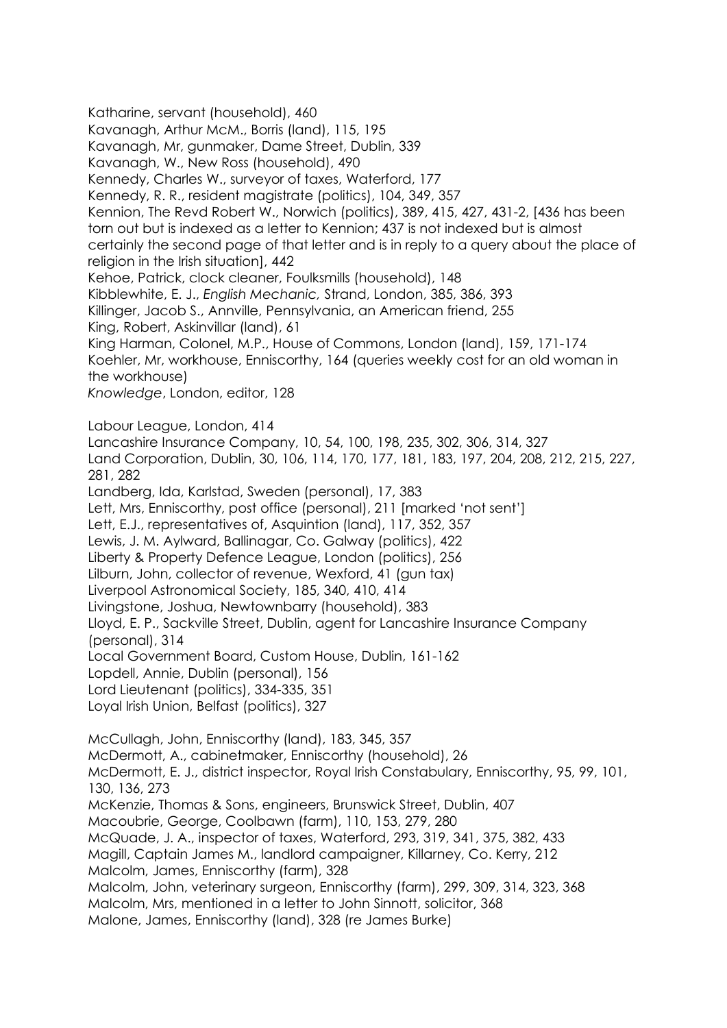Katharine, servant (household), 460
Kavanagh, Arthur McM., Borris (land), 115, 195
Kavanagh, Mr, gunmaker, Dame Street, Dublin, 339
Kavanagh, W., New Ross (household), 490
Kennedy, Charles W., surveyor of taxes, Waterford, 177
Kennedy, R. R., resident magistrate (politics), 104, 349, 357
Kennion, The Revd Robert W., Norwich (politics), 389, 415, 427, 431-2, [436 has been torn out but is indexed as a letter to Kennion; 437 is not indexed but is almost certainly the second page of that letter and is in reply to a query about the place of religion in the Irish situation], 442
Kehoe, Patrick, clock cleaner, Foulksmills (household), 148
Kibblewhite, E. J., *English Mechanic,* Strand, London, 385, 386, 393
Killinger, Jacob S., Annville, Pennsylvania, an American friend, 255
King, Robert, Askinvillar (land), 61
King Harman, Colonel, M.P., House of Commons, London (land), 159, 171-174
Koehler, Mr, workhouse, Enniscorthy, 164 (queries weekly cost for an old woman in the workhouse)
*Knowledge*, London, editor, 128

Labour League, London, 414
Lancashire Insurance Company, 10, 54, 100, 198, 235, 302, 306, 314, 327
Land Corporation, Dublin, 30, 106, 114, 170, 177, 181, 183, 197, 204, 208, 212, 215, 227, 281, 282
Landberg, Ida, Karlstad, Sweden (personal), 17, 383
Lett, Mrs, Enniscorthy, post office (personal), 211 [marked 'not sent']
Lett, E.J., representatives of, Asquintion (land), 117, 352, 357
Lewis, J. M. Aylward, Ballinagar, Co. Galway (politics), 422
Liberty & Property Defence League, London (politics), 256
Lilburn, John, collector of revenue, Wexford, 41 (gun tax)
Liverpool Astronomical Society, 185, 340, 410, 414
Livingstone, Joshua, Newtownbarry (household), 383
Lloyd, E. P., Sackville Street, Dublin, agent for Lancashire Insurance Company (personal), 314
Local Government Board, Custom House, Dublin, 161-162
Lopdell, Annie, Dublin (personal), 156
Lord Lieutenant (politics), 334-335, 351
Loyal Irish Union, Belfast (politics), 327

McCullagh, John, Enniscorthy (land), 183, 345, 357
McDermott, A., cabinetmaker, Enniscorthy (household), 26
McDermott, E. J., district inspector, Royal Irish Constabulary, Enniscorthy, 95, 99, 101, 130, 136, 273
McKenzie, Thomas & Sons, engineers, Brunswick Street, Dublin, 407
Macoubrie, George, Coolbawn (farm), 110, 153, 279, 280
McQuade, J. A., inspector of taxes, Waterford, 293, 319, 341, 375, 382, 433
Magill, Captain James M., landlord campaigner, Killarney, Co. Kerry, 212
Malcolm, James, Enniscorthy (farm), 328
Malcolm, John, veterinary surgeon, Enniscorthy (farm), 299, 309, 314, 323, 368
Malcolm, Mrs, mentioned in a letter to John Sinnott, solicitor, 368
Malone, James, Enniscorthy (land), 328 (re James Burke)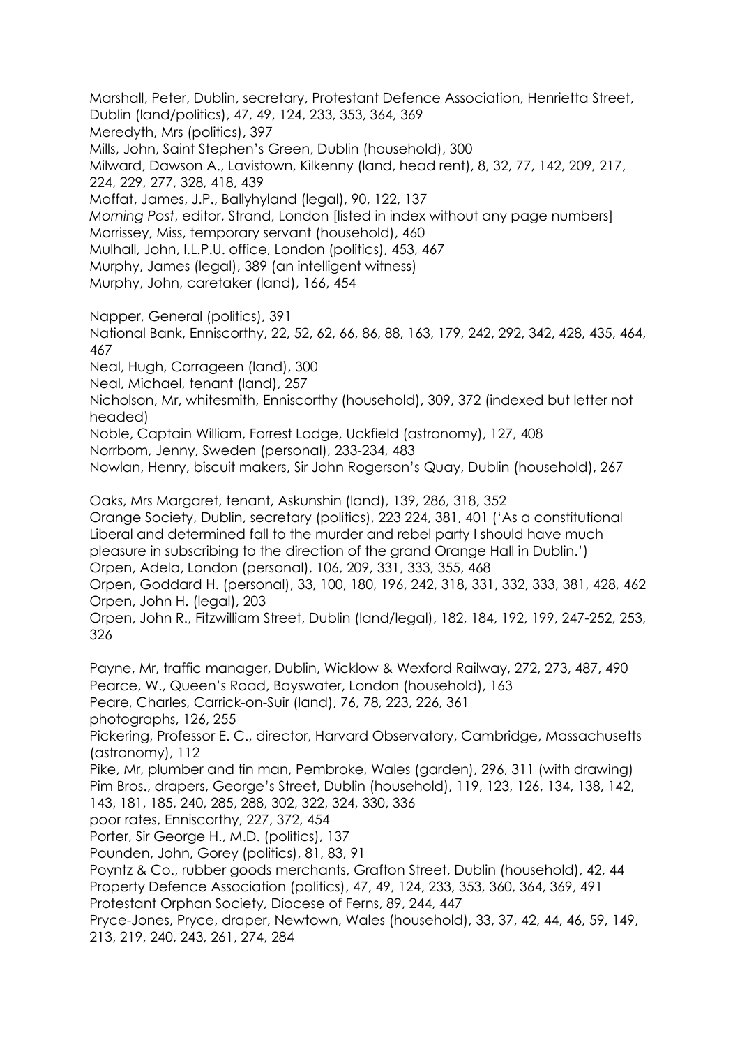Marshall, Peter, Dublin, secretary, Protestant Defence Association, Henrietta Street, Dublin (land/politics), 47, 49, 124, 233, 353, 364, 369

Meredyth, Mrs (politics), 397

Mills, John, Saint Stephen's Green, Dublin (household), 300

Milward, Dawson A., Lavistown, Kilkenny (land, head rent), 8, 32, 77, 142, 209, 217, 224, 229, 277, 328, 418, 439

Moffat, James, J.P., Ballyhyland (legal), 90, 122, 137

*Morning Post*, editor, Strand, London [listed in index without any page numbers]

Morrissey, Miss, temporary servant (household), 460

Mulhall, John, I.L.P.U. office, London (politics), 453, 467

Murphy, James (legal), 389 (an intelligent witness)

Murphy, John, caretaker (land), 166, 454

Napper, General (politics), 391

National Bank, Enniscorthy, 22, 52, 62, 66, 86, 88, 163, 179, 242, 292, 342, 428, 435, 464, 467

Neal, Hugh, Corrageen (land), 300

Neal, Michael, tenant (land), 257

Nicholson, Mr, whitesmith, Enniscorthy (household), 309, 372 (indexed but letter not headed)

Noble, Captain William, Forrest Lodge, Uckfield (astronomy), 127, 408

Norrbom, Jenny, Sweden (personal), 233-234, 483

Nowlan, Henry, biscuit makers, Sir John Rogerson's Quay, Dublin (household), 267

Oaks, Mrs Margaret, tenant, Askunshin (land), 139, 286, 318, 352

Orange Society, Dublin, secretary (politics), 223 224, 381, 401 ('As a constitutional Liberal and determined fall to the murder and rebel party I should have much pleasure in subscribing to the direction of the grand Orange Hall in Dublin.')

Orpen, Adela, London (personal), 106, 209, 331, 333, 355, 468

Orpen, Goddard H. (personal), 33, 100, 180, 196, 242, 318, 331, 332, 333, 381, 428, 462

Orpen, John H. (legal), 203

Orpen, John R., Fitzwilliam Street, Dublin (land/legal), 182, 184, 192, 199, 247-252, 253, 326

Payne, Mr, traffic manager, Dublin, Wicklow & Wexford Railway, 272, 273, 487, 490

Pearce, W., Queen's Road, Bayswater, London (household), 163

Peare, Charles, Carrick-on-Suir (land), 76, 78, 223, 226, 361

photographs, 126, 255

Pickering, Professor E. C., director, Harvard Observatory, Cambridge, Massachusetts (astronomy), 112

Pike, Mr, plumber and tin man, Pembroke, Wales (garden), 296, 311 (with drawing)

Pim Bros., drapers, George's Street, Dublin (household), 119, 123, 126, 134, 138, 142, 143, 181, 185, 240, 285, 288, 302, 322, 324, 330, 336

poor rates, Enniscorthy, 227, 372, 454

Porter, Sir George H., M.D. (politics), 137

Pounden, John, Gorey (politics), 81, 83, 91

Poyntz & Co., rubber goods merchants, Grafton Street, Dublin (household), 42, 44

Property Defence Association (politics), 47, 49, 124, 233, 353, 360, 364, 369, 491

Protestant Orphan Society, Diocese of Ferns, 89, 244, 447

Pryce-Jones, Pryce, draper, Newtown, Wales (household), 33, 37, 42, 44, 46, 59, 149, 213, 219, 240, 243, 261, 274, 284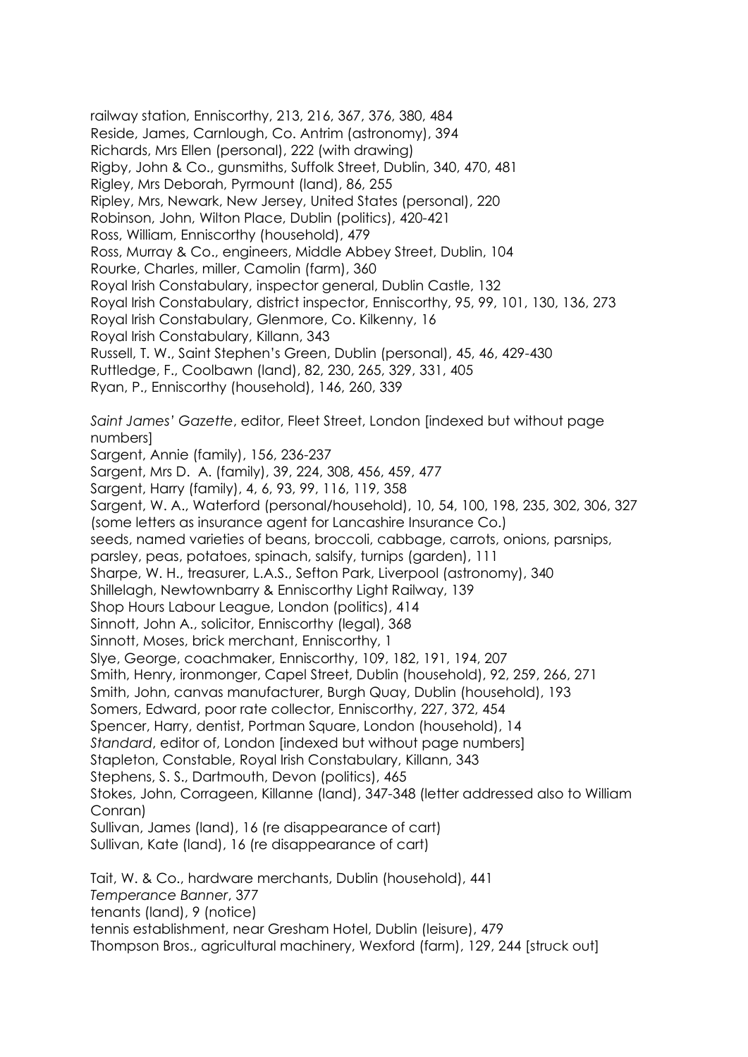railway station, Enniscorthy, 213, 216, 367, 376, 380, 484
Reside, James, Carnlough, Co. Antrim (astronomy), 394
Richards, Mrs Ellen (personal), 222 (with drawing)
Rigby, John & Co., gunsmiths, Suffolk Street, Dublin, 340, 470, 481
Rigley, Mrs Deborah, Pyrmount (land), 86, 255
Ripley, Mrs, Newark, New Jersey, United States (personal), 220
Robinson, John, Wilton Place, Dublin (politics), 420-421
Ross, William, Enniscorthy (household), 479
Ross, Murray & Co., engineers, Middle Abbey Street, Dublin, 104
Rourke, Charles, miller, Camolin (farm), 360
Royal Irish Constabulary, inspector general, Dublin Castle, 132
Royal Irish Constabulary, district inspector, Enniscorthy, 95, 99, 101, 130, 136, 273
Royal Irish Constabulary, Glenmore, Co. Kilkenny, 16
Royal Irish Constabulary, Killann, 343
Russell, T. W., Saint Stephen's Green, Dublin (personal), 45, 46, 429-430
Ruttledge, F., Coolbawn (land), 82, 230, 265, 329, 331, 405
Ryan, P., Enniscorthy (household), 146, 260, 339

*Saint James' Gazette*, editor, Fleet Street, London [indexed but without page numbers]
Sargent, Annie (family), 156, 236-237
Sargent, Mrs D. A. (family), 39, 224, 308, 456, 459, 477
Sargent, Harry (family), 4, 6, 93, 99, 116, 119, 358
Sargent, W. A., Waterford (personal/household), 10, 54, 100, 198, 235, 302, 306, 327 (some letters as insurance agent for Lancashire Insurance Co.)
seeds, named varieties of beans, broccoli, cabbage, carrots, onions, parsnips, parsley, peas, potatoes, spinach, salsify, turnips (garden), 111
Sharpe, W. H., treasurer, L.A.S., Sefton Park, Liverpool (astronomy), 340
Shillelagh, Newtownbarry & Enniscorthy Light Railway, 139
Shop Hours Labour League, London (politics), 414
Sinnott, John A., solicitor, Enniscorthy (legal), 368
Sinnott, Moses, brick merchant, Enniscorthy, 1
Slye, George, coachmaker, Enniscorthy, 109, 182, 191, 194, 207
Smith, Henry, ironmonger, Capel Street, Dublin (household), 92, 259, 266, 271
Smith, John, canvas manufacturer, Burgh Quay, Dublin (household), 193
Somers, Edward, poor rate collector, Enniscorthy, 227, 372, 454
Spencer, Harry, dentist, Portman Square, London (household), 14
*Standard*, editor of, London [indexed but without page numbers]
Stapleton, Constable, Royal Irish Constabulary, Killann, 343
Stephens, S. S., Dartmouth, Devon (politics), 465
Stokes, John, Corrageen, Killanne (land), 347-348 (letter addressed also to William Conran)
Sullivan, James (land), 16 (re disappearance of cart)
Sullivan, Kate (land), 16 (re disappearance of cart)

Tait, W. & Co., hardware merchants, Dublin (household), 441
*Temperance Banner*, 377
tenants (land), 9 (notice)
tennis establishment, near Gresham Hotel, Dublin (leisure), 479
Thompson Bros., agricultural machinery, Wexford (farm), 129, 244 [struck out]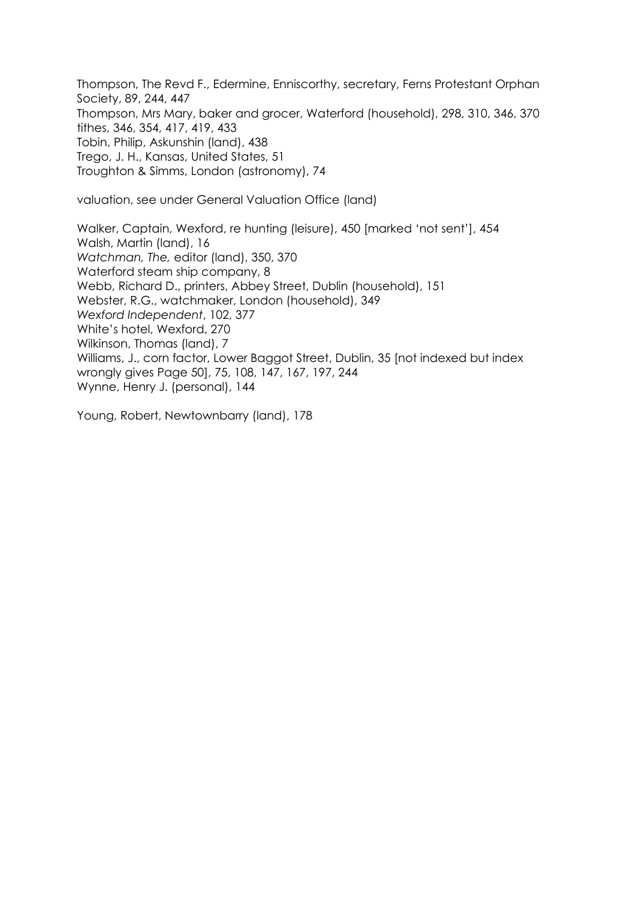Thompson, The Revd F., Edermine, Enniscorthy, secretary, Ferns Protestant Orphan Society, 89, 244, 447
Thompson, Mrs Mary, baker and grocer, Waterford (household), 298, 310, 346, 370
tithes, 346, 354, 417, 419, 433
Tobin, Philip, Askunshin (land), 438
Trego, J. H., Kansas, United States, 51
Troughton & Simms, London (astronomy), 74

valuation, see under General Valuation Office (land)

Walker, Captain, Wexford, re hunting (leisure), 450 [marked 'not sent'], 454
Walsh, Martin (land), 16
*Watchman, The,* editor (land), 350, 370
Waterford steam ship company, 8
Webb, Richard D., printers, Abbey Street, Dublin (household), 151
Webster, R.G., watchmaker, London (household), 349
*Wexford Independent*, 102, 377
White's hotel, Wexford, 270
Wilkinson, Thomas (land), 7
Williams, J., corn factor, Lower Baggot Street, Dublin, 35 [not indexed but index wrongly gives Page 50], 75, 108, 147, 167, 197, 244
Wynne, Henry J. (personal), 144

Young, Robert, Newtownbarry (land), 178